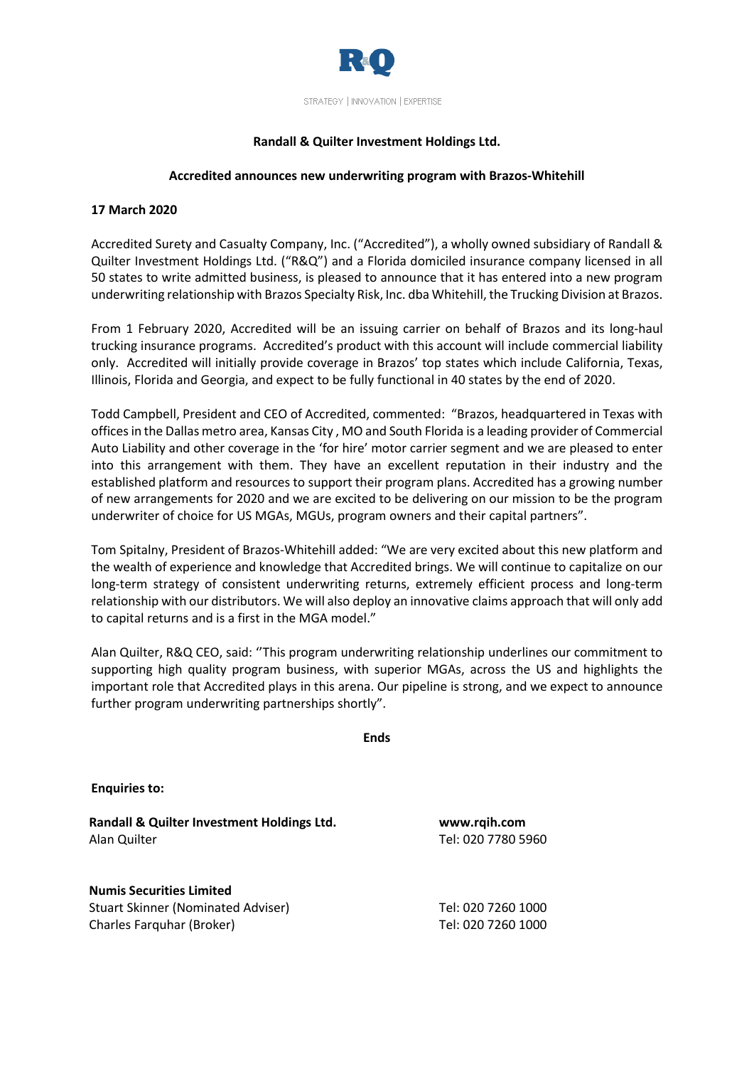R&Q

STRATEGY | INNOVATION | EXPERTISE

**Randall & Quilter Investment Holdings Ltd.**

**Accredited announces new underwriting program with Brazos-Whitehill**

**17 March 2020**

Accredited Surety and Casualty Company, Inc. ("Accredited"), a wholly owned subsidiary of Randall & Quilter Investment Holdings Ltd. ("R&Q") and a Florida domiciled insurance company licensed in all 50 states to write admitted business, is pleased to announce that it has entered into a new program underwriting relationship with Brazos Specialty Risk, Inc. dba Whitehill, the Trucking Division at Brazos.

From 1 February 2020, Accredited will be an issuing carrier on behalf of Brazos and its long-haul trucking insurance programs. Accredited's product with this account will include commercial liability only. Accredited will initially provide coverage in Brazos' top states which include California, Texas, Illinois, Florida and Georgia, and expect to be fully functional in 40 states by the end of 2020.

Todd Campbell, President and CEO of Accredited, commented: "Brazos, headquartered in Texas with offices in the Dallas metro area, Kansas City , MO and South Florida is a leading provider of Commercial Auto Liability and other coverage in the 'for hire' motor carrier segment and we are pleased to enter into this arrangement with them. They have an excellent reputation in their industry and the established platform and resources to support their program plans. Accredited has a growing number of new arrangements for 2020 and we are excited to be delivering on our mission to be the program underwriter of choice for US MGAs, MGUs, program owners and their capital partners".

Tom Spitalny, President of Brazos-Whitehill added: "We are very excited about this new platform and the wealth of experience and knowledge that Accredited brings. We will continue to capitalize on our long-term strategy of consistent underwriting returns, extremely efficient process and long-term relationship with our distributors. We will also deploy an innovative claims approach that will only add to capital returns and is a first in the MGA model."

Alan Quilter, R&Q CEO, said: "This program underwriting relationship underlines our commitment to supporting high quality program business, with superior MGAs, across the US and highlights the important role that Accredited plays in this arena. Our pipeline is strong, and we expect to announce further program underwriting partnerships shortly".

**Ends**

**Enquiries to:**

| | |
|---|---|
| **Randall & Quilter Investment Holdings Ltd.** | **www.rqih.com** |
| Alan Quilter | Tel: 020 7780 5960 |
| | |
| **Numis Securities Limited** | |
| Stuart Skinner (Nominated Adviser) | Tel: 020 7260 1000 |
| Charles Farquhar (Broker) | Tel: 020 7260 1000 |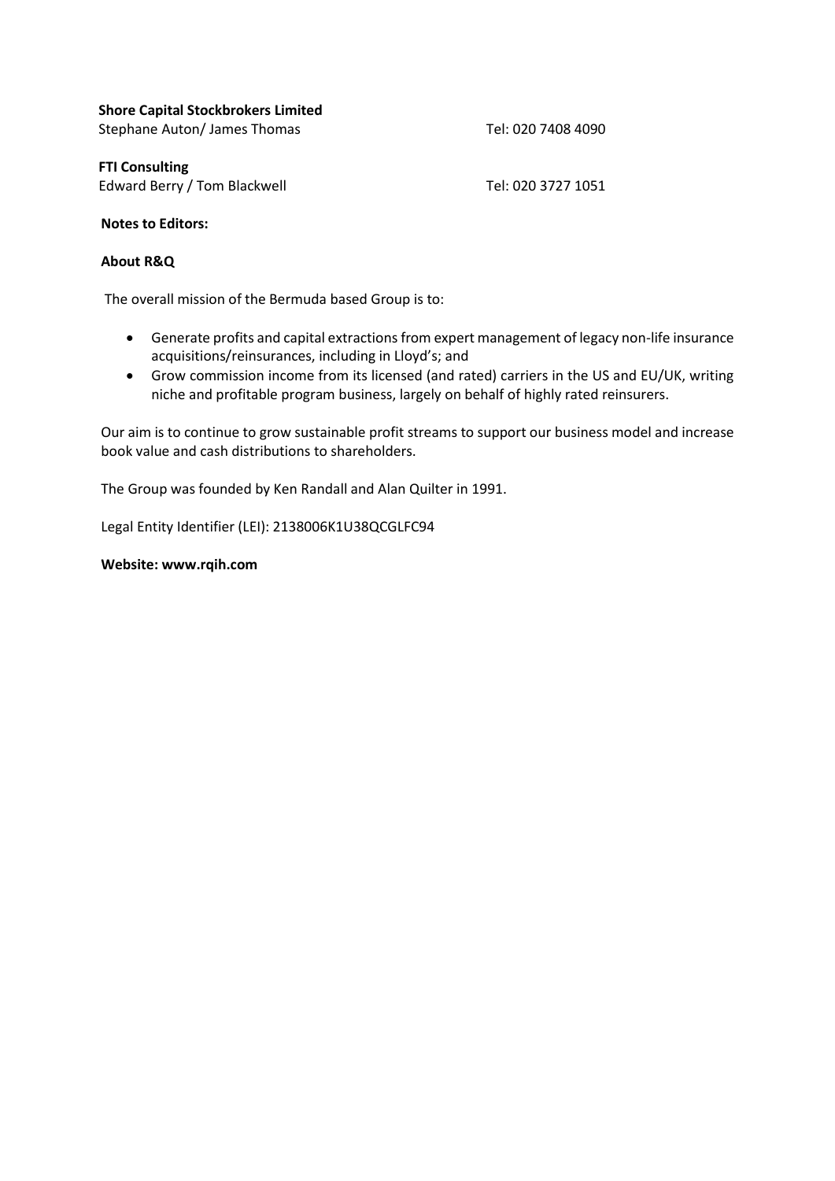**Shore Capital Stockbrokers Limited**
Stephane Auton/ James Thomas Tel: 020 7408 4090

**FTI Consulting**
Edward Berry / Tom Blackwell Tel: 020 3727 1051

**Notes to Editors:**

**About R&Q**

The overall mission of the Bermuda based Group is to:

- Generate profits and capital extractions from expert management of legacy non-life insurance acquisitions/reinsurances, including in Lloyd's; and
- Grow commission income from its licensed (and rated) carriers in the US and EU/UK, writing niche and profitable program business, largely on behalf of highly rated reinsurers.

Our aim is to continue to grow sustainable profit streams to support our business model and increase book value and cash distributions to shareholders.

The Group was founded by Ken Randall and Alan Quilter in 1991.

Legal Entity Identifier (LEI): 2138006K1U38QCGLFC94

**Website: www.rqih.com**